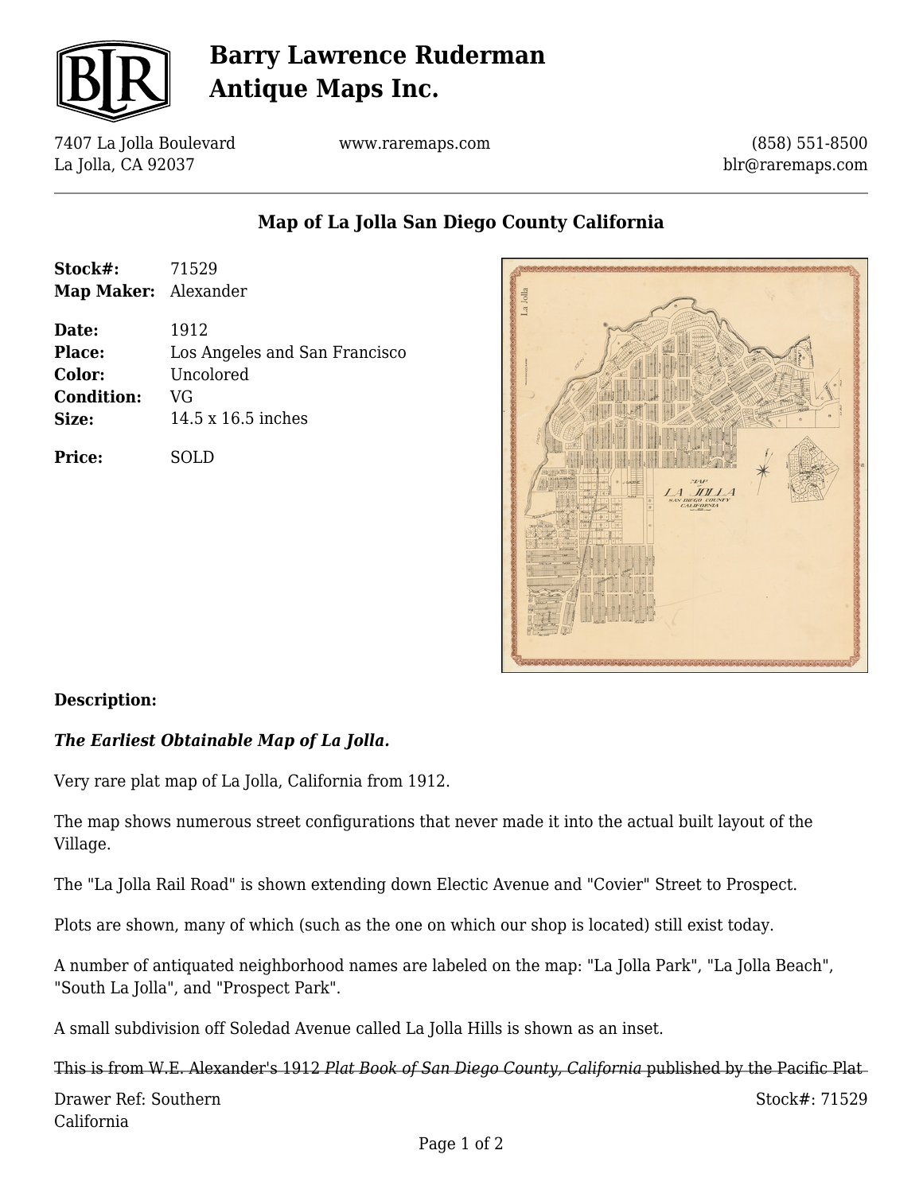# Barry Lawrence Ruderman Antique Maps Inc.

7407 La Jolla Boulevard
La Jolla, CA 92037

www.raremaps.com

(858) 551-8500
blr@raremaps.com

## Map of La Jolla San Diego County California

**Stock#:** 71529
**Map Maker:** Alexander

**Date:** 1912
**Place:** Los Angeles and San Francisco
**Color:** Uncolored
**Condition:** VG
**Size:** 14.5 x 16.5 inches

**Price:** SOLD

### Description:

***The Earliest Obtainable Map of La Jolla.***

Very rare plat map of La Jolla, California from 1912.

The map shows numerous street configurations that never made it into the actual built layout of the Village.

The "La Jolla Rail Road" is shown extending down Electic Avenue and "Covier" Street to Prospect.

Plots are shown, many of which (such as the one on which our shop is located) still exist today.

A number of antiquated neighborhood names are labeled on the map: "La Jolla Park", "La Jolla Beach", "South La Jolla", and "Prospect Park".

A small subdivision off Soledad Avenue called La Jolla Hills is shown as an inset.

This is from W.E. Alexander's 1912 *Plat Book of San Diego County, California* published by the Pacific Plat

Drawer Ref: Southern California

Stock#: 71529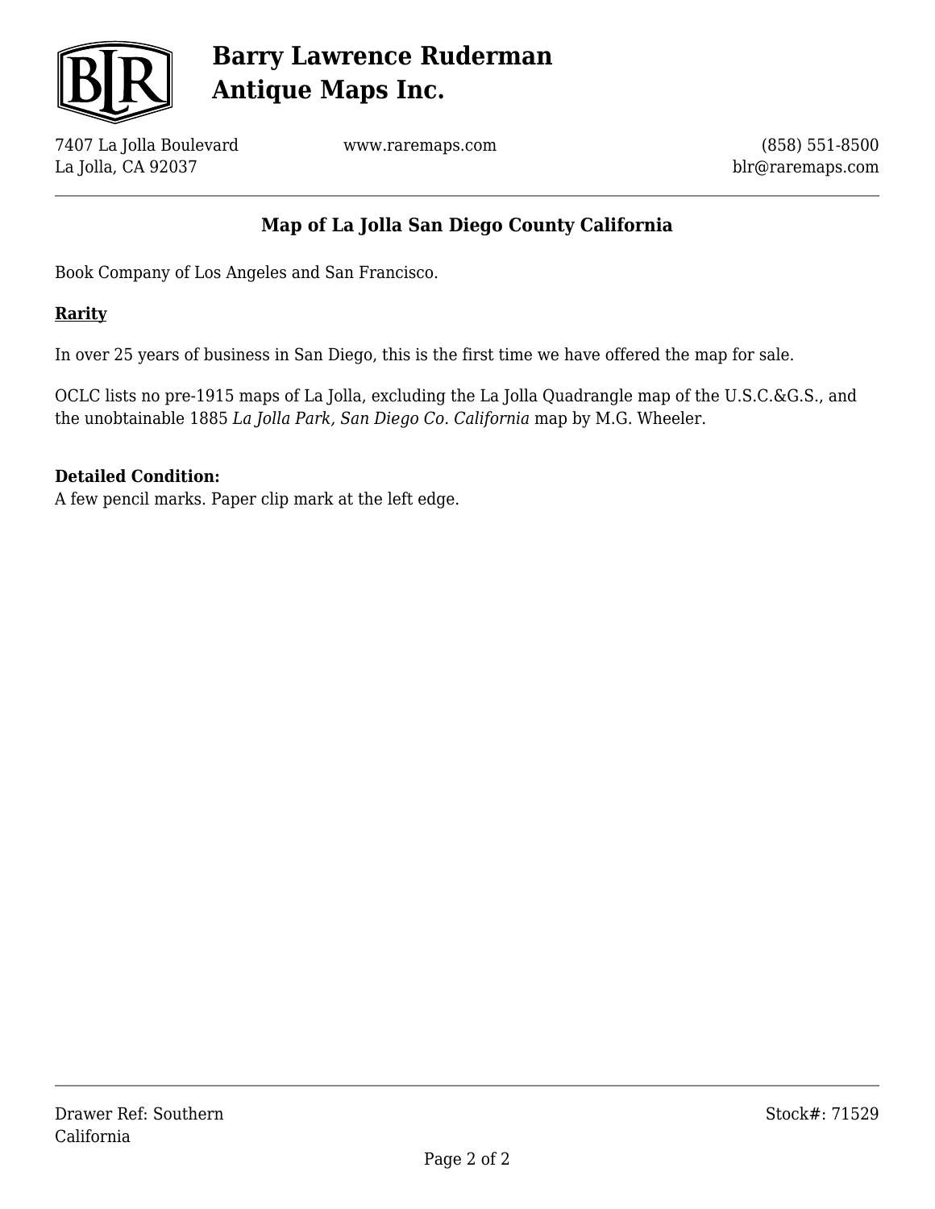## Map of La Jolla San Diego County California

Book Company of Los Angeles and San Francisco.

**Rarity**

In over 25 years of business in San Diego, this is the first time we have offered the map for sale.

OCLC lists no pre-1915 maps of La Jolla, excluding the La Jolla Quadrangle map of the U.S.C.&G.S., and the unobtainable 1885 *La Jolla Park, San Diego Co. California* map by M.G. Wheeler.

**Detailed Condition:**
A few pencil marks. Paper clip mark at the left edge.

Drawer Ref: Southern California

Stock#: 71529